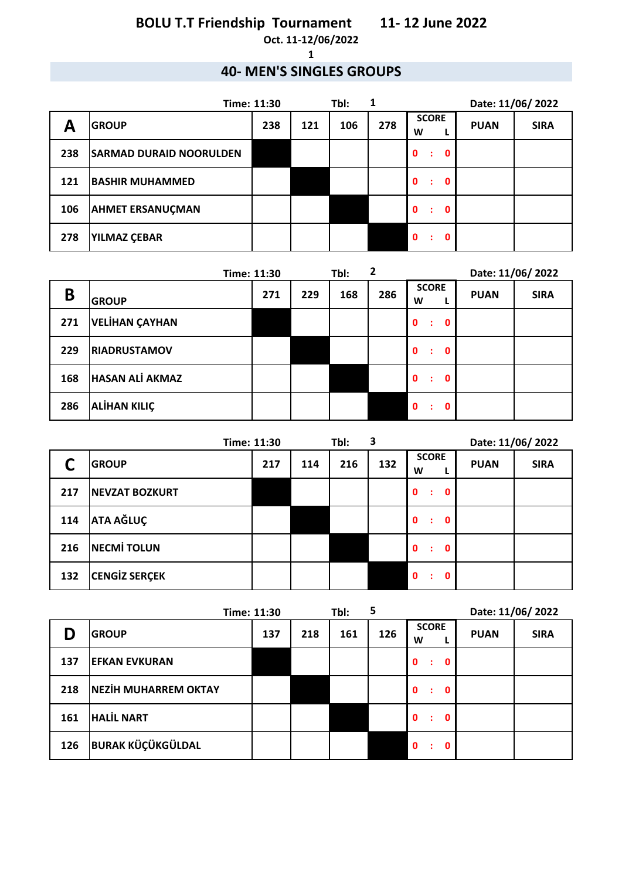# BOLU T.T Friendship Tournament 11- 12 June 2022

Oct. 11-12/06/2022

1

## 40- MEN'S SINGLES GROUPS

Time: 11:30 Tbl: 1 Date: 11/06/ 2022

| A | GROUP | 238 | 121 | 106 | 278 | SCORE W L | PUAN | SIRA |
|---|---|---|---|---|---|---|---|---|
| 238 | SARMAD DURAID NOORULDEN | | | | | 0 : 0 | | |
| 121 | BASHIR MUHAMMED | | | | | 0 : 0 | | |
| 106 | AHMET ERSANUÇMAN | | | | | 0 : 0 | | |
| 278 | YILMAZ ÇEBAR | | | | | 0 : 0 | | |

Time: 11:30 Tbl: 2 Date: 11/06/ 2022

| B | GROUP | 271 | 229 | 168 | 286 | SCORE W L | PUAN | SIRA |
|---|---|---|---|---|---|---|---|---|
| 271 | VELİHAN ÇAYHAN | | | | | 0 : 0 | | |
| 229 | RIADRUSTAMOV | | | | | 0 : 0 | | |
| 168 | HASAN ALİ AKMAZ | | | | | 0 : 0 | | |
| 286 | ALİHAN KILIÇ | | | | | 0 : 0 | | |

Time: 11:30 Tbl: 3 Date: 11/06/ 2022

| C | GROUP | 217 | 114 | 216 | 132 | SCORE W L | PUAN | SIRA |
|---|---|---|---|---|---|---|---|---|
| 217 | NEVZAT BOZKURT | | | | | 0 : 0 | | |
| 114 | ATA AĞLUÇ | | | | | 0 : 0 | | |
| 216 | NECMİ TOLUN | | | | | 0 : 0 | | |
| 132 | CENGİZ SERÇEK | | | | | 0 : 0 | | |

Time: 11:30 Tbl: 5 Date: 11/06/ 2022

| D | GROUP | 137 | 218 | 161 | 126 | SCORE W L | PUAN | SIRA |
|---|---|---|---|---|---|---|---|---|
| 137 | EFKAN EVKURAN | | | | | 0 : 0 | | |
| 218 | NEZİH MUHARREM OKTAY | | | | | 0 : 0 | | |
| 161 | HALİL NART | | | | | 0 : 0 | | |
| 126 | BURAK KÜÇÜKGÜLDAL | | | | | 0 : 0 | | |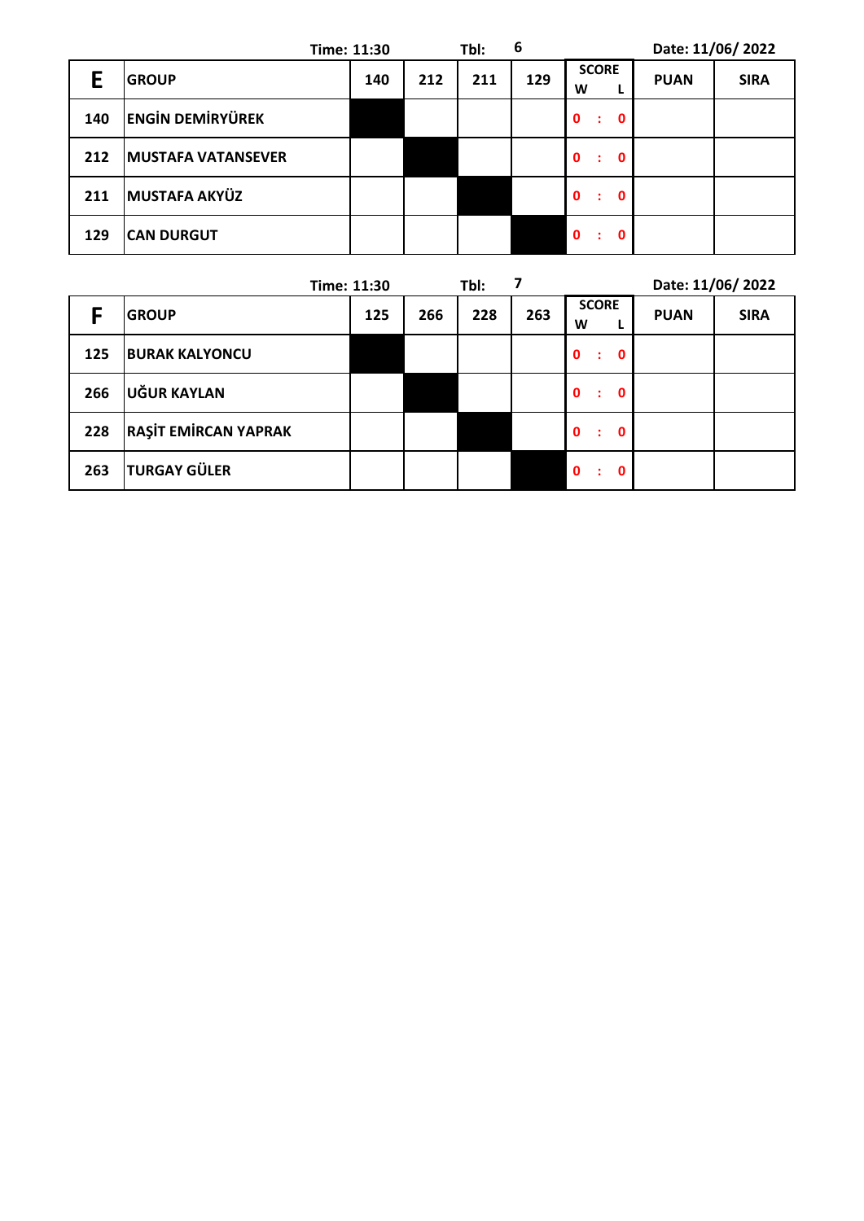Time: 11:30 Tbl: 6 Date: 11/06/ 2022

| E | GROUP | 140 | 212 | 211 | 129 | SCORE W : L | PUAN | SIRA |
|---|---|---|---|---|---|---|---|---|
| 140 | ENGİN DEMİRYÜREK | | | | | 0 : 0 | | |
| 212 | MUSTAFA VATANSEVER | | | | | 0 : 0 | | |
| 211 | MUSTAFA AKYÜZ | | | | | 0 : 0 | | |
| 129 | CAN DURGUT | | | | | 0 : 0 | | |

Time: 11:30 Tbl: 7 Date: 11/06/ 2022

| F | GROUP | 125 | 266 | 228 | 263 | SCORE W : L | PUAN | SIRA |
|---|---|---|---|---|---|---|---|---|
| 125 | BURAK KALYONCU | | | | | 0 : 0 | | |
| 266 | UĞUR KAYLAN | | | | | 0 : 0 | | |
| 228 | RAŞİT EMİRCAN YAPRAK | | | | | 0 : 0 | | |
| 263 | TURGAY GÜLER | | | | | 0 : 0 | | |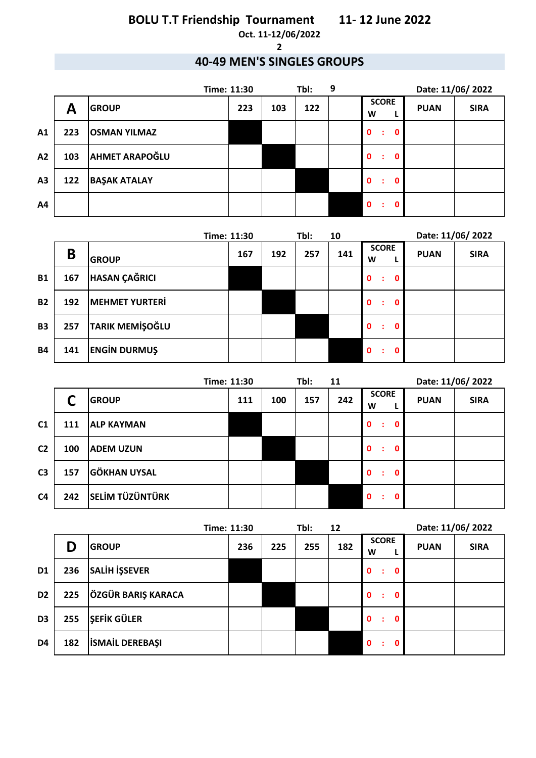# BOLU T.T Friendship Tournament 11- 12 June 2022

Oct. 11-12/06/2022

2

## 40-49 MEN'S SINGLES GROUPS

Time: 11:30 Tbl: 9 Date: 11/06/ 2022

| | A | GROUP | 223 | 103 | 122 | | SCORE W : L | PUAN | SIRA |
|---|---|---|---|---|---|---|---|---|---|
| A1 | 223 | OSMAN YILMAZ | | | | | 0 : 0 | | |
| A2 | 103 | AHMET ARAPOĞLU | | | | | 0 : 0 | | |
| A3 | 122 | BAŞAK ATALAY | | | | | 0 : 0 | | |
| A4 | | | | | | | 0 : 0 | | |

Time: 11:30 Tbl: 10 Date: 11/06/ 2022

| | B | GROUP | 167 | 192 | 257 | 141 | SCORE W : L | PUAN | SIRA |
|---|---|---|---|---|---|---|---|---|---|
| B1 | 167 | HASAN ÇAĞRICI | | | | | 0 : 0 | | |
| B2 | 192 | MEHMET YURTERİ | | | | | 0 : 0 | | |
| B3 | 257 | TARIK MEMİŞOĞLU | | | | | 0 : 0 | | |
| B4 | 141 | ENGİN DURMUŞ | | | | | 0 : 0 | | |

Time: 11:30 Tbl: 11 Date: 11/06/ 2022

| | C | GROUP | 111 | 100 | 157 | 242 | SCORE W : L | PUAN | SIRA |
|---|---|---|---|---|---|---|---|---|---|
| C1 | 111 | ALP KAYMAN | | | | | 0 : 0 | | |
| C2 | 100 | ADEM UZUN | | | | | 0 : 0 | | |
| C3 | 157 | GÖKHAN UYSAL | | | | | 0 : 0 | | |
| C4 | 242 | SELİM TÜZÜNTÜRK | | | | | 0 : 0 | | |

Time: 11:30 Tbl: 12 Date: 11/06/ 2022

| | D | GROUP | 236 | 225 | 255 | 182 | SCORE W : L | PUAN | SIRA |
|---|---|---|---|---|---|---|---|---|---|
| D1 | 236 | SALİH İŞSEVER | | | | | 0 : 0 | | |
| D2 | 225 | ÖZGÜR BARIŞ KARACA | | | | | 0 : 0 | | |
| D3 | 255 | ŞEFİK GÜLER | | | | | 0 : 0 | | |
| D4 | 182 | İSMAİL DEREBAŞI | | | | | 0 : 0 | | |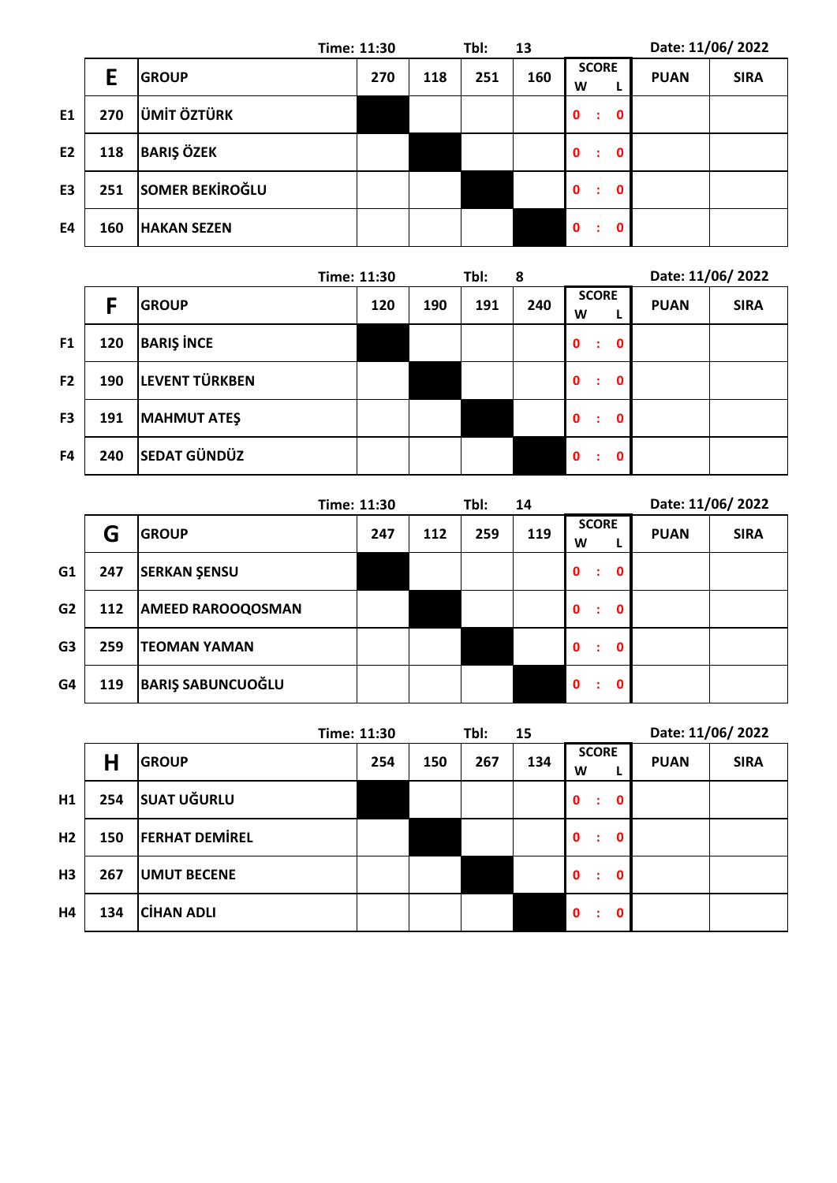Time: 11:30 Tbl: 13 Date: 11/06/ 2022

| | E | GROUP | 270 | 118 | 251 | 160 | SCORE W : L | PUAN | SIRA |
|---|---|---|---|---|---|---|---|---|---|
| E1 | 270 | ÜMİT ÖZTÜRK | | | | | 0 : 0 | | |
| E2 | 118 | BARIŞ ÖZEK | | | | | 0 : 0 | | |
| E3 | 251 | SOMER BEKİROĞLU | | | | | 0 : 0 | | |
| E4 | 160 | HAKAN SEZEN | | | | | 0 : 0 | | |

Time: 11:30 Tbl: 8 Date: 11/06/ 2022

| | F | GROUP | 120 | 190 | 191 | 240 | SCORE W : L | PUAN | SIRA |
|---|---|---|---|---|---|---|---|---|---|
| F1 | 120 | BARIŞ İNCE | | | | | 0 : 0 | | |
| F2 | 190 | LEVENT TÜRKBEN | | | | | 0 : 0 | | |
| F3 | 191 | MAHMUT ATEŞ | | | | | 0 : 0 | | |
| F4 | 240 | SEDAT GÜNDÜZ | | | | | 0 : 0 | | |

Time: 11:30 Tbl: 14 Date: 11/06/ 2022

| | G | GROUP | 247 | 112 | 259 | 119 | SCORE W : L | PUAN | SIRA |
|---|---|---|---|---|---|---|---|---|---|
| G1 | 247 | SERKAN ŞENSU | | | | | 0 : 0 | | |
| G2 | 112 | AMEED RAROOQOSMAN | | | | | 0 : 0 | | |
| G3 | 259 | TEOMAN YAMAN | | | | | 0 : 0 | | |
| G4 | 119 | BARIŞ SABUNCUOĞLU | | | | | 0 : 0 | | |

Time: 11:30 Tbl: 15 Date: 11/06/ 2022

| | H | GROUP | 254 | 150 | 267 | 134 | SCORE W : L | PUAN | SIRA |
|---|---|---|---|---|---|---|---|---|---|
| H1 | 254 | SUAT UĞURLU | | | | | 0 : 0 | | |
| H2 | 150 | FERHAT DEMİREL | | | | | 0 : 0 | | |
| H3 | 267 | UMUT BECENE | | | | | 0 : 0 | | |
| H4 | 134 | CİHAN ADLI | | | | | 0 : 0 | | |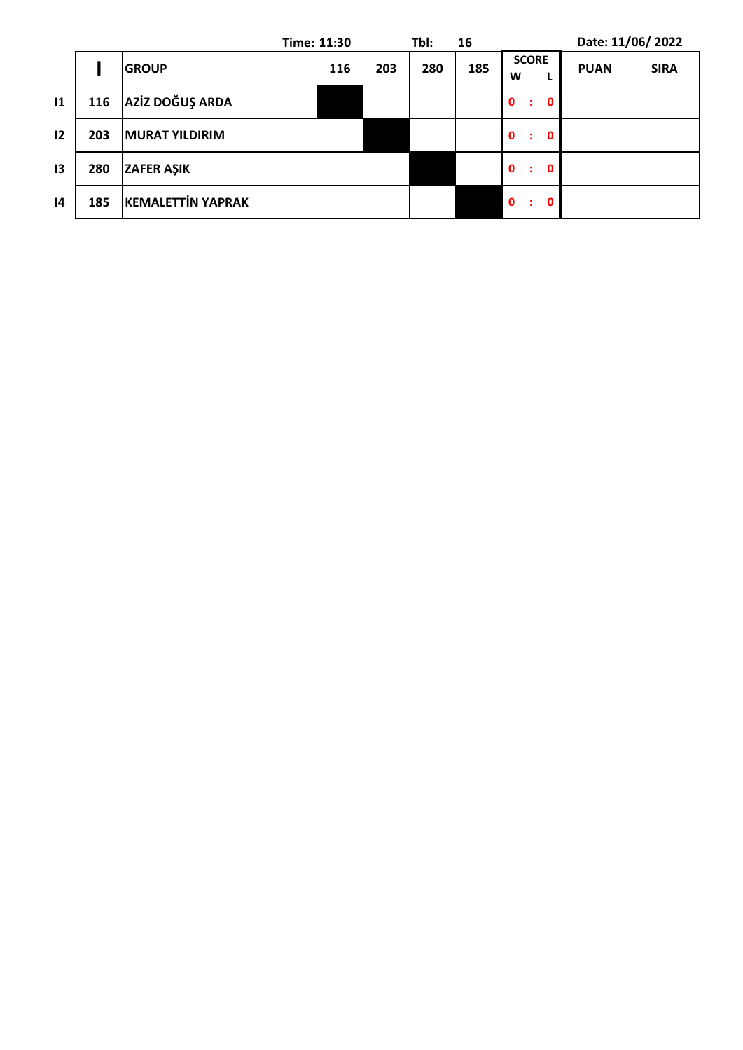Time: 11:30 Tbl: 16 Date: 11/06/ 2022

| | I | GROUP | 116 | 203 | 280 | 185 | SCORE W : L | PUAN | SIRA |
|---|---|---|---|---|---|---|---|---|---|
| I1 | 116 | AZİZ DOĞUŞ ARDA | | | | | 0 : 0 | | |
| I2 | 203 | MURAT YILDIRIM | | | | | 0 : 0 | | |
| I3 | 280 | ZAFER AŞIK | | | | | 0 : 0 | | |
| I4 | 185 | KEMALETTİN YAPRAK | | | | | 0 : 0 | | |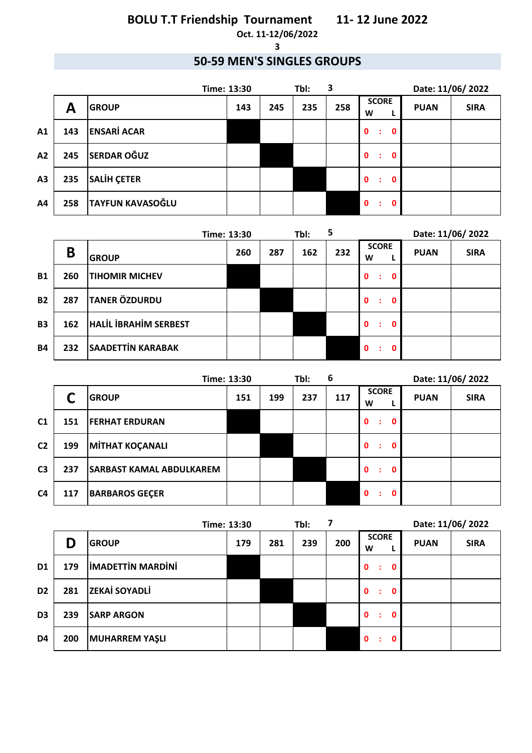# BOLU T.T Friendship Tournament 11- 12 June 2022

Oct. 11-12/06/2022

3

## 50-59 MEN'S SINGLES GROUPS

Time: 13:30 Tbl: 3 Date: 11/06/ 2022

| | A | GROUP | 143 | 245 | 235 | 258 | SCORE W : L | PUAN | SIRA |
|---|---|---|---|---|---|---|---|---|---|
| A1 | 143 | ENSARİ ACAR | | | | | 0 : 0 | | |
| A2 | 245 | SERDAR OĞUZ | | | | | 0 : 0 | | |
| A3 | 235 | SALİH ÇETER | | | | | 0 : 0 | | |
| A4 | 258 | TAYFUN KAVASOĞLU | | | | | 0 : 0 | | |

Time: 13:30 Tbl: 5 Date: 11/06/ 2022

| | B | GROUP | 260 | 287 | 162 | 232 | SCORE W : L | PUAN | SIRA |
|---|---|---|---|---|---|---|---|---|---|
| B1 | 260 | TIHOMIR MICHEV | | | | | 0 : 0 | | |
| B2 | 287 | TANER ÖZDURDU | | | | | 0 : 0 | | |
| B3 | 162 | HALİL İBRAHİM SERBEST | | | | | 0 : 0 | | |
| B4 | 232 | SAADETTİN KARABAK | | | | | 0 : 0 | | |

Time: 13:30 Tbl: 6 Date: 11/06/ 2022

| | C | GROUP | 151 | 199 | 237 | 117 | SCORE W : L | PUAN | SIRA |
|---|---|---|---|---|---|---|---|---|---|
| C1 | 151 | FERHAT ERDURAN | | | | | 0 : 0 | | |
| C2 | 199 | MİTHAT KOÇANALI | | | | | 0 : 0 | | |
| C3 | 237 | SARBAST KAMAL ABDULKAREM | | | | | 0 : 0 | | |
| C4 | 117 | BARBAROS GEÇER | | | | | 0 : 0 | | |

Time: 13:30 Tbl: 7 Date: 11/06/ 2022

| | D | GROUP | 179 | 281 | 239 | 200 | SCORE W : L | PUAN | SIRA |
|---|---|---|---|---|---|---|---|---|---|
| D1 | 179 | İMADETTİN MARDİNİ | | | | | 0 : 0 | | |
| D2 | 281 | ZEKAİ SOYADLİ | | | | | 0 : 0 | | |
| D3 | 239 | SARP ARGON | | | | | 0 : 0 | | |
| D4 | 200 | MUHARREM YAŞLI | | | | | 0 : 0 | | |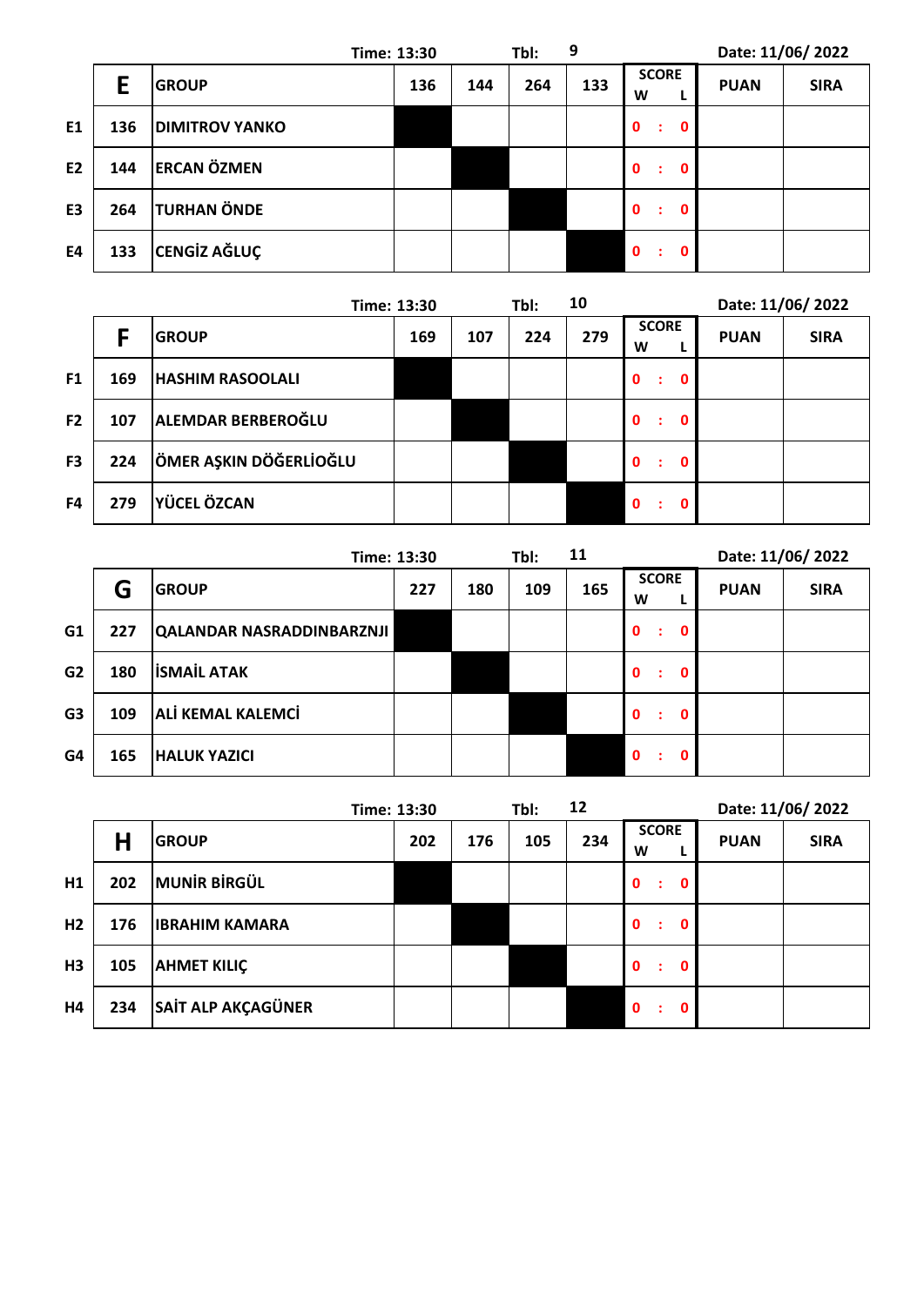Time: 13:30 Tbl: 9 Date: 11/06/ 2022

| | E | GROUP | 136 | 144 | 264 | 133 | SCORE W : L | PUAN | SIRA |
|---|---|---|---|---|---|---|---|---|---|
| E1 | 136 | DIMITROV YANKO | | | | | 0 : 0 | | |
| E2 | 144 | ERCAN ÖZMEN | | | | | 0 : 0 | | |
| E3 | 264 | TURHAN ÖNDE | | | | | 0 : 0 | | |
| E4 | 133 | CENGİZ AĞLUÇ | | | | | 0 : 0 | | |

Time: 13:30 Tbl: 10 Date: 11/06/ 2022

| | F | GROUP | 169 | 107 | 224 | 279 | SCORE W : L | PUAN | SIRA |
|---|---|---|---|---|---|---|---|---|---|
| F1 | 169 | HASHIM RASOOLALI | | | | | 0 : 0 | | |
| F2 | 107 | ALEMDAR BERBEROĞLU | | | | | 0 : 0 | | |
| F3 | 224 | ÖMER AŞKIN DÖĞERLİOĞLU | | | | | 0 : 0 | | |
| F4 | 279 | YÜCEL ÖZCAN | | | | | 0 : 0 | | |

Time: 13:30 Tbl: 11 Date: 11/06/ 2022

| | G | GROUP | 227 | 180 | 109 | 165 | SCORE W : L | PUAN | SIRA |
|---|---|---|---|---|---|---|---|---|---|
| G1 | 227 | QALANDAR NASRADDINBARZNJI | | | | | 0 : 0 | | |
| G2 | 180 | İSMAİL ATAK | | | | | 0 : 0 | | |
| G3 | 109 | ALİ KEMAL KALEMCİ | | | | | 0 : 0 | | |
| G4 | 165 | HALUK YAZICI | | | | | 0 : 0 | | |

Time: 13:30 Tbl: 12 Date: 11/06/ 2022

| | H | GROUP | 202 | 176 | 105 | 234 | SCORE W : L | PUAN | SIRA |
|---|---|---|---|---|---|---|---|---|---|
| H1 | 202 | MUNİR BİRGÜL | | | | | 0 : 0 | | |
| H2 | 176 | IBRAHIM KAMARA | | | | | 0 : 0 | | |
| H3 | 105 | AHMET KILIÇ | | | | | 0 : 0 | | |
| H4 | 234 | SAİT ALP AKÇAGÜNER | | | | | 0 : 0 | | |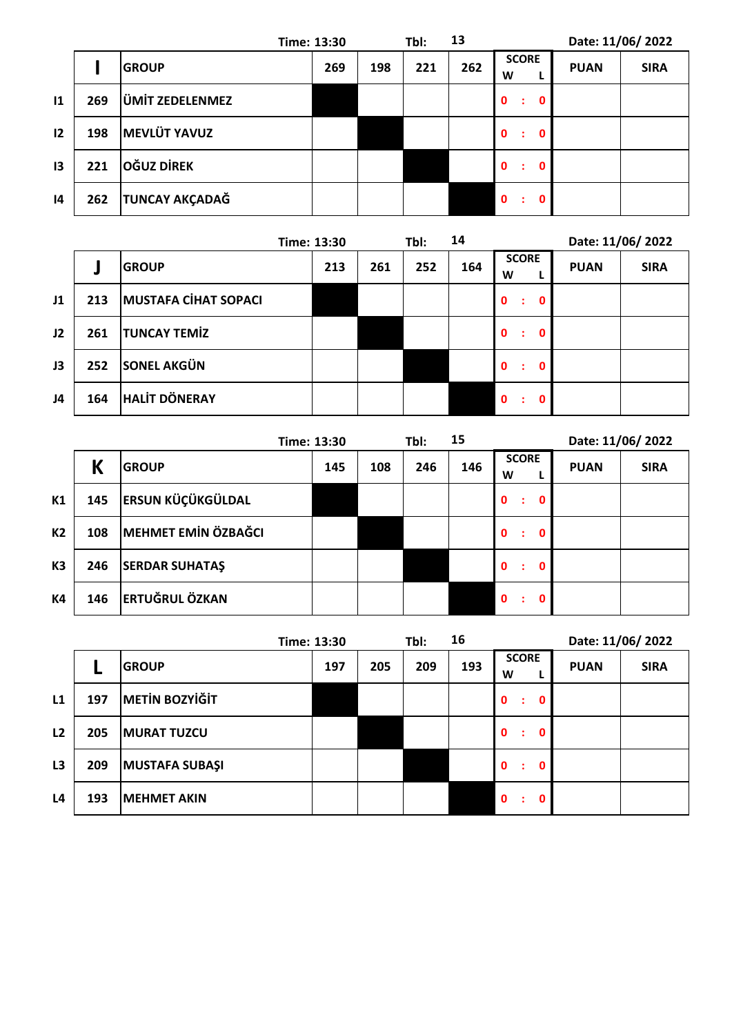Time: 13:30 | Tbl: 13 | Date: 11/06/ 2022

| | I | GROUP | 269 | 198 | 221 | 262 | SCORE W : L | PUAN | SIRA |
|---|---|---|---|---|---|---|---|---|---|
| I1 | 269 | ÜMİT ZEDELENMEZ | | | | | 0 : 0 | | |
| I2 | 198 | MEVLÜT YAVUZ | | | | | 0 : 0 | | |
| I3 | 221 | OĞUZ DİREK | | | | | 0 : 0 | | |
| I4 | 262 | TUNCAY AKÇADAĞ | | | | | 0 : 0 | | |

Time: 13:30 | Tbl: 14 | Date: 11/06/ 2022

| | J | GROUP | 213 | 261 | 252 | 164 | SCORE W : L | PUAN | SIRA |
|---|---|---|---|---|---|---|---|---|---|
| J1 | 213 | MUSTAFA CİHAT SOPACI | | | | | 0 : 0 | | |
| J2 | 261 | TUNCAY TEMİZ | | | | | 0 : 0 | | |
| J3 | 252 | SONEL AKGÜN | | | | | 0 : 0 | | |
| J4 | 164 | HALİT DÖNERAY | | | | | 0 : 0 | | |

Time: 13:30 | Tbl: 15 | Date: 11/06/ 2022

| | K | GROUP | 145 | 108 | 246 | 146 | SCORE W : L | PUAN | SIRA |
|---|---|---|---|---|---|---|---|---|---|
| K1 | 145 | ERSUN KÜÇÜKGÜLDAL | | | | | 0 : 0 | | |
| K2 | 108 | MEHMET EMİN ÖZBAĞCI | | | | | 0 : 0 | | |
| K3 | 246 | SERDAR SUHATAŞ | | | | | 0 : 0 | | |
| K4 | 146 | ERTUĞRUL ÖZKAN | | | | | 0 : 0 | | |

Time: 13:30 | Tbl: 16 | Date: 11/06/ 2022

| | L | GROUP | 197 | 205 | 209 | 193 | SCORE W : L | PUAN | SIRA |
|---|---|---|---|---|---|---|---|---|---|
| L1 | 197 | METİN BOZYİĞİT | | | | | 0 : 0 | | |
| L2 | 205 | MURAT TUZCU | | | | | 0 : 0 | | |
| L3 | 209 | MUSTAFA SUBAŞI | | | | | 0 : 0 | | |
| L4 | 193 | MEHMET AKIN | | | | | 0 : 0 | | |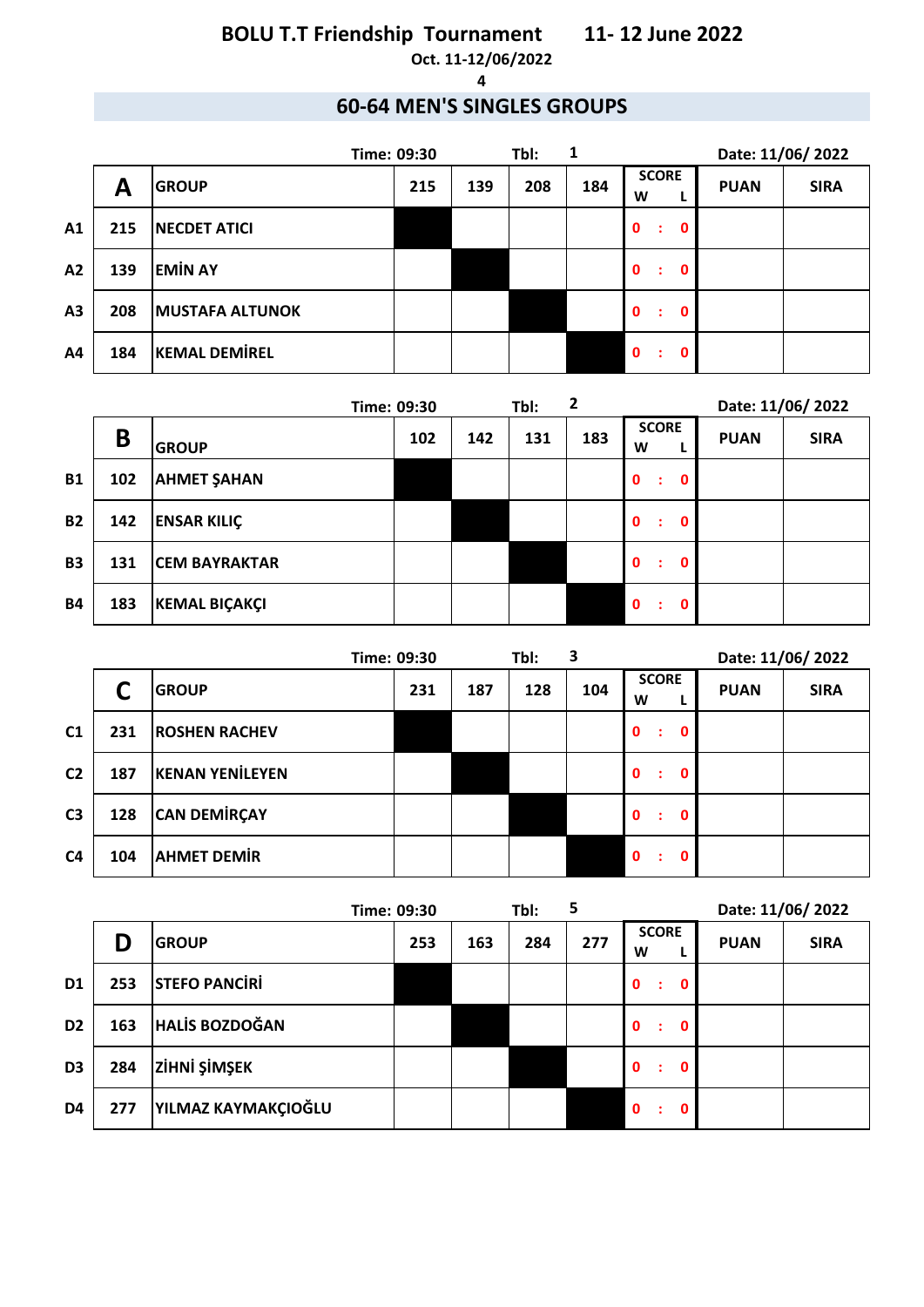# BOLU T.T Friendship Tournament 11- 12 June 2022

Oct. 11-12/06/2022

4

## 60-64 MEN'S SINGLES GROUPS

Time: 09:30 Tbl: 1 Date: 11/06/ 2022

| | A | GROUP | 215 | 139 | 208 | 184 | SCORE W : L | PUAN | SIRA |
|---|---|---|---|---|---|---|---|---|---|
| A1 | 215 | NECDET ATICI | | | | | 0 : 0 | | |
| A2 | 139 | EMİN AY | | | | | 0 : 0 | | |
| A3 | 208 | MUSTAFA ALTUNOK | | | | | 0 : 0 | | |
| A4 | 184 | KEMAL DEMİREL | | | | | 0 : 0 | | |

Time: 09:30 Tbl: 2 Date: 11/06/ 2022

| | B | GROUP | 102 | 142 | 131 | 183 | SCORE W : L | PUAN | SIRA |
|---|---|---|---|---|---|---|---|---|---|
| B1 | 102 | AHMET ŞAHAN | | | | | 0 : 0 | | |
| B2 | 142 | ENSAR KILIÇ | | | | | 0 : 0 | | |
| B3 | 131 | CEM BAYRAKTAR | | | | | 0 : 0 | | |
| B4 | 183 | KEMAL BIÇAKÇI | | | | | 0 : 0 | | |

Time: 09:30 Tbl: 3 Date: 11/06/ 2022

| | C | GROUP | 231 | 187 | 128 | 104 | SCORE W : L | PUAN | SIRA |
|---|---|---|---|---|---|---|---|---|---|
| C1 | 231 | ROSHEN RACHEV | | | | | 0 : 0 | | |
| C2 | 187 | KENAN YENİLEYEN | | | | | 0 : 0 | | |
| C3 | 128 | CAN DEMİRÇAY | | | | | 0 : 0 | | |
| C4 | 104 | AHMET DEMİR | | | | | 0 : 0 | | |

Time: 09:30 Tbl: 5 Date: 11/06/ 2022

| | D | GROUP | 253 | 163 | 284 | 277 | SCORE W : L | PUAN | SIRA |
|---|---|---|---|---|---|---|---|---|---|
| D1 | 253 | STEFO PANCİRİ | | | | | 0 : 0 | | |
| D2 | 163 | HALİS BOZDOĞAN | | | | | 0 : 0 | | |
| D3 | 284 | ZİHNİ ŞİMŞEK | | | | | 0 : 0 | | |
| D4 | 277 | YILMAZ KAYMAKÇIOĞLU | | | | | 0 : 0 | | |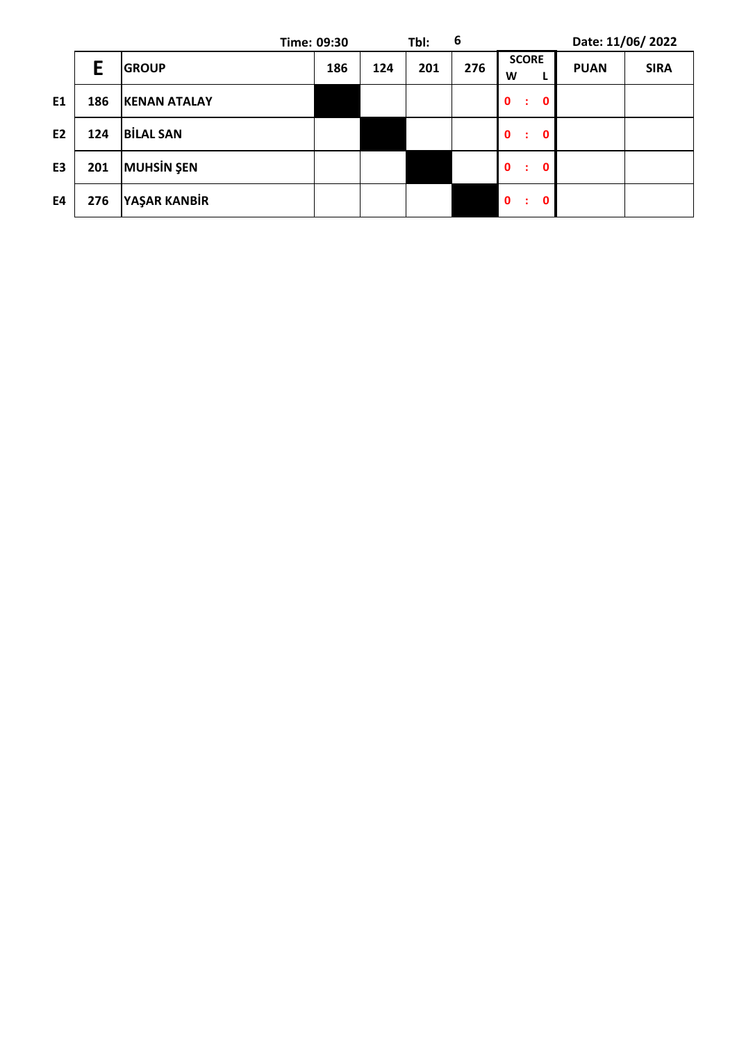Time: 09:30 Tbl: 6 Date: 11/06/ 2022

| | E | GROUP | 186 | 124 | 201 | 276 | SCORE W : L | PUAN | SIRA |
|---|---|---|---|---|---|---|---|---|---|
| E1 | 186 | KENAN ATALAY | | | | | 0 : 0 | | |
| E2 | 124 | BİLAL SAN | | | | | 0 : 0 | | |
| E3 | 201 | MUHSİN ŞEN | | | | | 0 : 0 | | |
| E4 | 276 | YAŞAR KANBİR | | | | | 0 : 0 | | |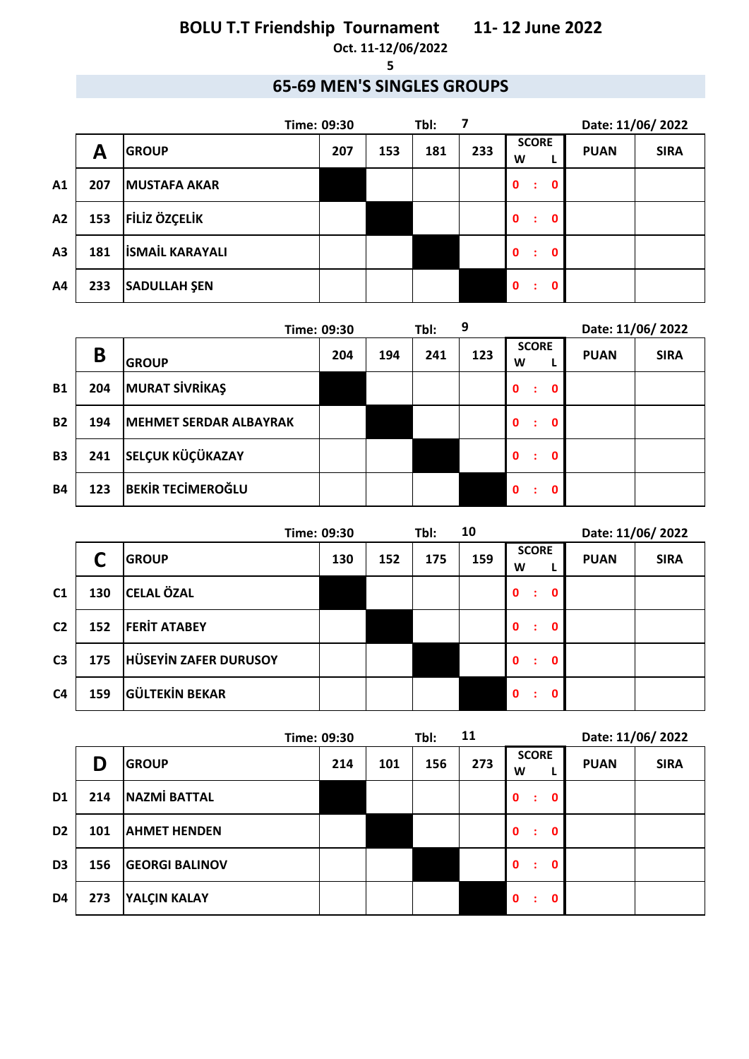**BOLU T.T Friendship Tournament 11- 12 June 2022**

**Oct. 11-12/06/2022**

**5**

## 65-69 MEN'S SINGLES GROUPS

Time: 09:30 Tbl: 7 Date: 11/06/ 2022

| | A | GROUP | 207 | 153 | 181 | 233 | SCORE W : L | PUAN | SIRA |
|---|---|---|---|---|---|---|---|---|---|
| A1 | 207 | MUSTAFA AKAR | | | | | 0 : 0 | | |
| A2 | 153 | FİLİZ ÖZÇELİK | | | | | 0 : 0 | | |
| A3 | 181 | İSMAİL KARAYALI | | | | | 0 : 0 | | |
| A4 | 233 | SADULLAH ŞEN | | | | | 0 : 0 | | |

Time: 09:30 Tbl: 9 Date: 11/06/ 2022

| | B | GROUP | 204 | 194 | 241 | 123 | SCORE W : L | PUAN | SIRA |
|---|---|---|---|---|---|---|---|---|---|
| B1 | 204 | MURAT SİVRİKAŞ | | | | | 0 : 0 | | |
| B2 | 194 | MEHMET SERDAR ALBAYRAK | | | | | 0 : 0 | | |
| B3 | 241 | SELÇUK KÜÇÜKAZAY | | | | | 0 : 0 | | |
| B4 | 123 | BEKİR TECİMEROĞLU | | | | | 0 : 0 | | |

Time: 09:30 Tbl: 10 Date: 11/06/ 2022

| | C | GROUP | 130 | 152 | 175 | 159 | SCORE W : L | PUAN | SIRA |
|---|---|---|---|---|---|---|---|---|---|
| C1 | 130 | CELAL ÖZAL | | | | | 0 : 0 | | |
| C2 | 152 | FERİT ATABEY | | | | | 0 : 0 | | |
| C3 | 175 | HÜSEYİN ZAFER DURUSOY | | | | | 0 : 0 | | |
| C4 | 159 | GÜLTEKİN BEKAR | | | | | 0 : 0 | | |

Time: 09:30 Tbl: 11 Date: 11/06/ 2022

| | D | GROUP | 214 | 101 | 156 | 273 | SCORE W : L | PUAN | SIRA |
|---|---|---|---|---|---|---|---|---|---|
| D1 | 214 | NAZMİ BATTAL | | | | | 0 : 0 | | |
| D2 | 101 | AHMET HENDEN | | | | | 0 : 0 | | |
| D3 | 156 | GEORGI BALINOV | | | | | 0 : 0 | | |
| D4 | 273 | YALÇIN KALAY | | | | | 0 : 0 | | |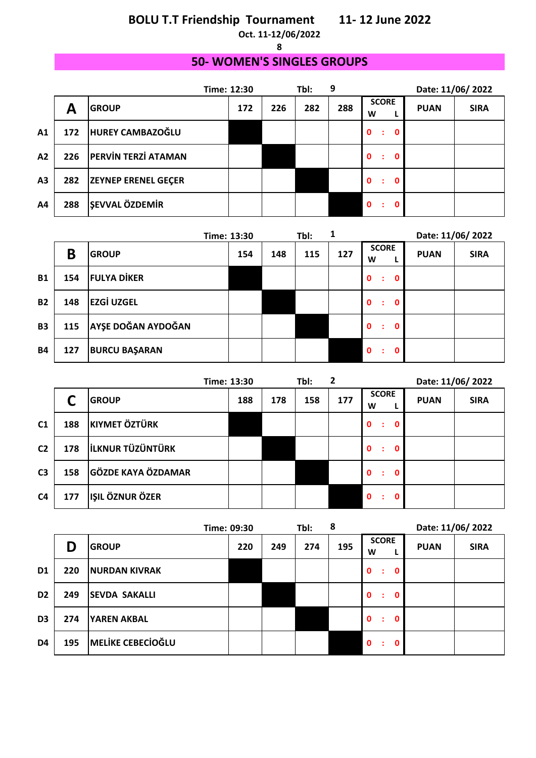# BOLU T.T Friendship Tournament 11- 12 June 2022

Oct. 11-12/06/2022

8

## 50- WOMEN'S SINGLES GROUPS

Time: 12:30 Tbl: 9 Date: 11/06/ 2022

| | A | GROUP | 172 | 226 | 282 | 288 | SCORE W : L | PUAN | SIRA |
|---|---|---|---|---|---|---|---|---|---|
| A1 | 172 | HUREY CAMBAZOĞLU | | | | | 0 : 0 | | |
| A2 | 226 | PERVİN TERZİ ATAMAN | | | | | 0 : 0 | | |
| A3 | 282 | ZEYNEP ERENEL GEÇER | | | | | 0 : 0 | | |
| A4 | 288 | ŞEVVAL ÖZDEMİR | | | | | 0 : 0 | | |

Time: 13:30 Tbl: 1 Date: 11/06/ 2022

| | B | GROUP | 154 | 148 | 115 | 127 | SCORE W : L | PUAN | SIRA |
|---|---|---|---|---|---|---|---|---|---|
| B1 | 154 | FULYA DİKER | | | | | 0 : 0 | | |
| B2 | 148 | EZGİ UZGEL | | | | | 0 : 0 | | |
| B3 | 115 | AYŞE DOĞAN AYDOĞAN | | | | | 0 : 0 | | |
| B4 | 127 | BURCU BAŞARAN | | | | | 0 : 0 | | |

Time: 13:30 Tbl: 2 Date: 11/06/ 2022

| | C | GROUP | 188 | 178 | 158 | 177 | SCORE W : L | PUAN | SIRA |
|---|---|---|---|---|---|---|---|---|---|
| C1 | 188 | KIYMET ÖZTÜRK | | | | | 0 : 0 | | |
| C2 | 178 | İLKNUR TÜZÜNTÜRK | | | | | 0 : 0 | | |
| C3 | 158 | GÖZDE KAYA ÖZDAMAR | | | | | 0 : 0 | | |
| C4 | 177 | IŞIL ÖZNUR ÖZER | | | | | 0 : 0 | | |

Time: 09:30 Tbl: 8 Date: 11/06/ 2022

| | D | GROUP | 220 | 249 | 274 | 195 | SCORE W : L | PUAN | SIRA |
|---|---|---|---|---|---|---|---|---|---|
| D1 | 220 | NURDAN KIVRAK | | | | | 0 : 0 | | |
| D2 | 249 | SEVDA SAKALLI | | | | | 0 : 0 | | |
| D3 | 274 | YAREN AKBAL | | | | | 0 : 0 | | |
| D4 | 195 | MELİKE CEBECİOĞLU | | | | | 0 : 0 | | |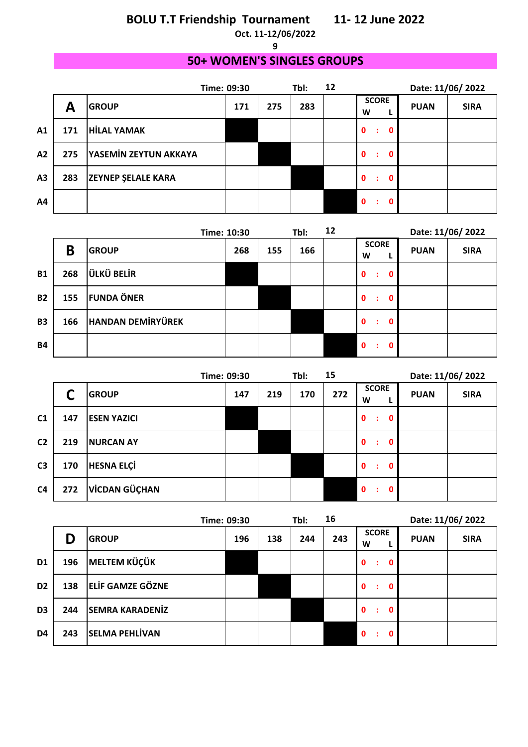# BOLU T.T Friendship Tournament 11- 12 June 2022

Oct. 11-12/06/2022

9

## 50+ WOMEN'S SINGLES GROUPS

Time: 09:30 Tbl: 12 Date: 11/06/ 2022

| | A | GROUP | 171 | 275 | 283 | | SCORE W : L | PUAN | SIRA |
|---|---|---|---|---|---|---|---|---|---|
| A1 | 171 | HİLAL YAMAK | | | | | 0 : 0 | | |
| A2 | 275 | YASEMİN ZEYTUN AKKAYA | | | | | 0 : 0 | | |
| A3 | 283 | ZEYNEP ŞELALE KARA | | | | | 0 : 0 | | |
| A4 | | | | | | | 0 : 0 | | |

Time: 10:30 Tbl: 12 Date: 11/06/ 2022

| | B | GROUP | 268 | 155 | 166 | | SCORE W : L | PUAN | SIRA |
|---|---|---|---|---|---|---|---|---|---|
| B1 | 268 | ÜLKÜ BELİR | | | | | 0 : 0 | | |
| B2 | 155 | FUNDA ÖNER | | | | | 0 : 0 | | |
| B3 | 166 | HANDAN DEMİRYÜREK | | | | | 0 : 0 | | |
| B4 | | | | | | | 0 : 0 | | |

Time: 09:30 Tbl: 15 Date: 11/06/ 2022

| | C | GROUP | 147 | 219 | 170 | 272 | SCORE W : L | PUAN | SIRA |
|---|---|---|---|---|---|---|---|---|---|
| C1 | 147 | ESEN YAZICI | | | | | 0 : 0 | | |
| C2 | 219 | NURCAN AY | | | | | 0 : 0 | | |
| C3 | 170 | HESNA ELÇİ | | | | | 0 : 0 | | |
| C4 | 272 | VİCDAN GÜÇHAN | | | | | 0 : 0 | | |

Time: 09:30 Tbl: 16 Date: 11/06/ 2022

| | D | GROUP | 196 | 138 | 244 | 243 | SCORE W : L | PUAN | SIRA |
|---|---|---|---|---|---|---|---|---|---|
| D1 | 196 | MELTEM KÜÇÜK | | | | | 0 : 0 | | |
| D2 | 138 | ELİF GAMZE GÖZNE | | | | | 0 : 0 | | |
| D3 | 244 | SEMRA KARADENİZ | | | | | 0 : 0 | | |
| D4 | 243 | SELMA PEHLİVAN | | | | | 0 : 0 | | |